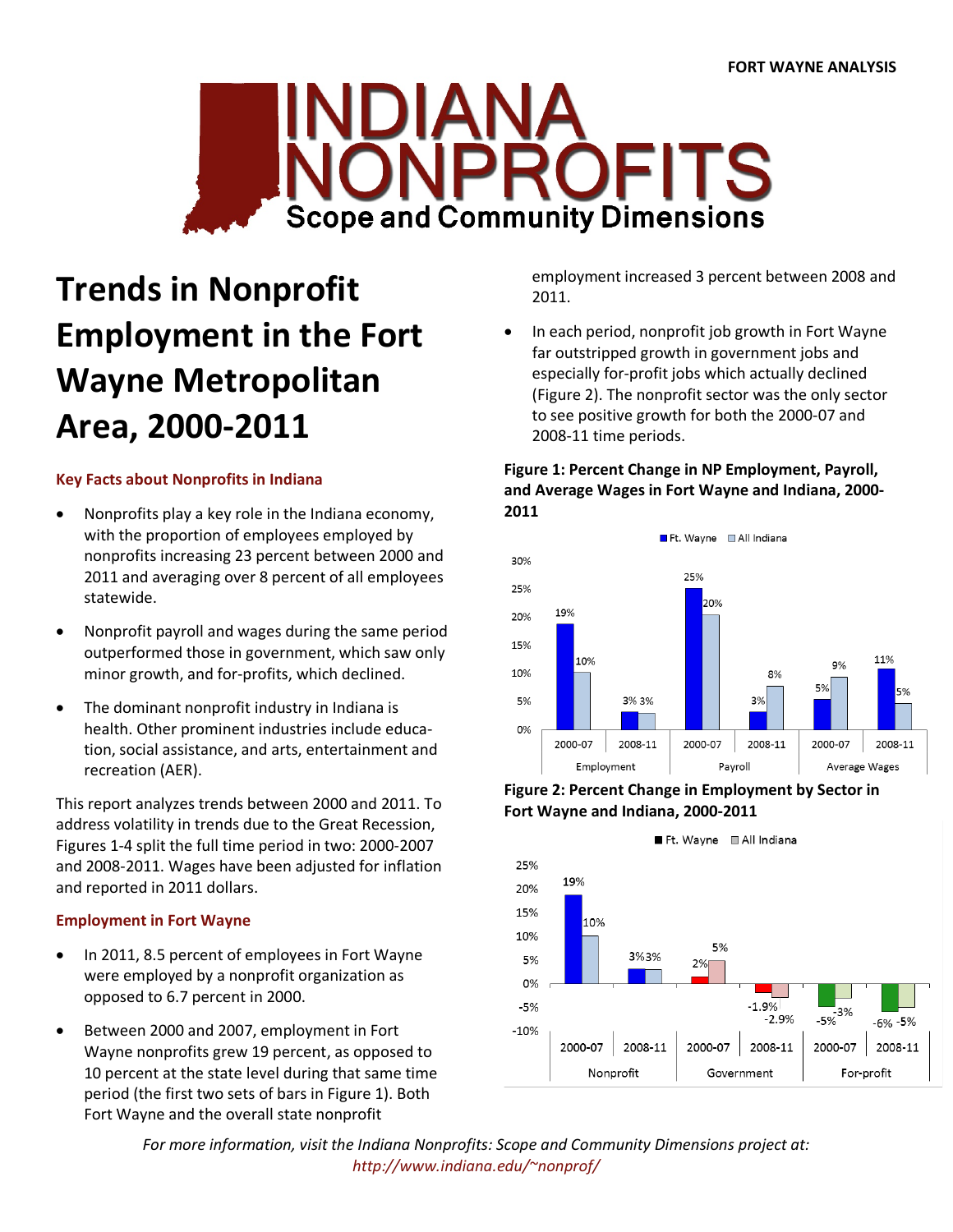# INDIANA NONPROFITS

## Scope and Community Dimensions

# Trends in Nonprofit Employment in the Fort Wayne Metropolitan Area, 2000-2011

### Key Facts about Nonprofits in Indiana

- Nonprofits play a key role in the Indiana economy, with the proportion of employees employed by nonprofits increasing 23 percent between 2000 and 2011 and averaging over 8 percent of all employees statewide.
- Nonprofit payroll and wages during the same period outperformed those in government, which saw only minor growth, and for-profits, which declined.
- The dominant nonprofit industry in Indiana is health. Other prominent industries include education, social assistance, and arts, entertainment and recreation (AER).

This report analyzes trends between 2000 and 2011. To address volatility in trends due to the Great Recession, Figures 1-4 split the full time period in two: 2000-2007 and 2008-2011. Wages have been adjusted for inflation and reported in 2011 dollars.

### Employment in Fort Wayne

- In 2011, 8.5 percent of employees in Fort Wayne were employed by a nonprofit organization as opposed to 6.7 percent in 2000.
- Between 2000 and 2007, employment in Fort Wayne nonprofits grew 19 percent, as opposed to 10 percent at the state level during that same time period (the first two sets of bars in Figure 1). Both Fort Wayne and the overall state nonprofit employment increased 3 percent between 2008 and 2011.
- In each period, nonprofit job growth in Fort Wayne far outstripped growth in government jobs and especially for-profit jobs which actually declined (Figure 2). The nonprofit sector was the only sector to see positive growth for both the 2000-07 and 2008-11 time periods.

**Figure 1: Percent Change in NP Employment, Payroll, and Average Wages in Fort Wayne and Indiana, 2000-2011**

| | Employment 2000-07 | Employment 2008-11 | Payroll 2000-07 | Payroll 2008-11 | Average Wages 2000-07 | Average Wages 2008-11 |
|---|---|---|---|---|---|---|
| Ft. Wayne | 19% | 3% | 25% | 3% | 5% | 11% |
| All Indiana | 10% | 3% | 20% | 8% | 9% | 5% |

**Figure 2: Percent Change in Employment by Sector in Fort Wayne and Indiana, 2000-2011**

| | Nonprofit 2000-07 | Nonprofit 2008-11 | Government 2000-07 | Government 2008-11 | For-profit 2000-07 | For-profit 2008-11 |
|---|---|---|---|---|---|---|
| Ft. Wayne | 19% | 3% | 2% | -1.9% | -5% | -6% |
| All Indiana | 10% | 3% | 5% | -2.9% | -3% | -5% |

*For more information, visit the Indiana Nonprofits: Scope and Community Dimensions project at: http://www.indiana.edu/~nonprof/*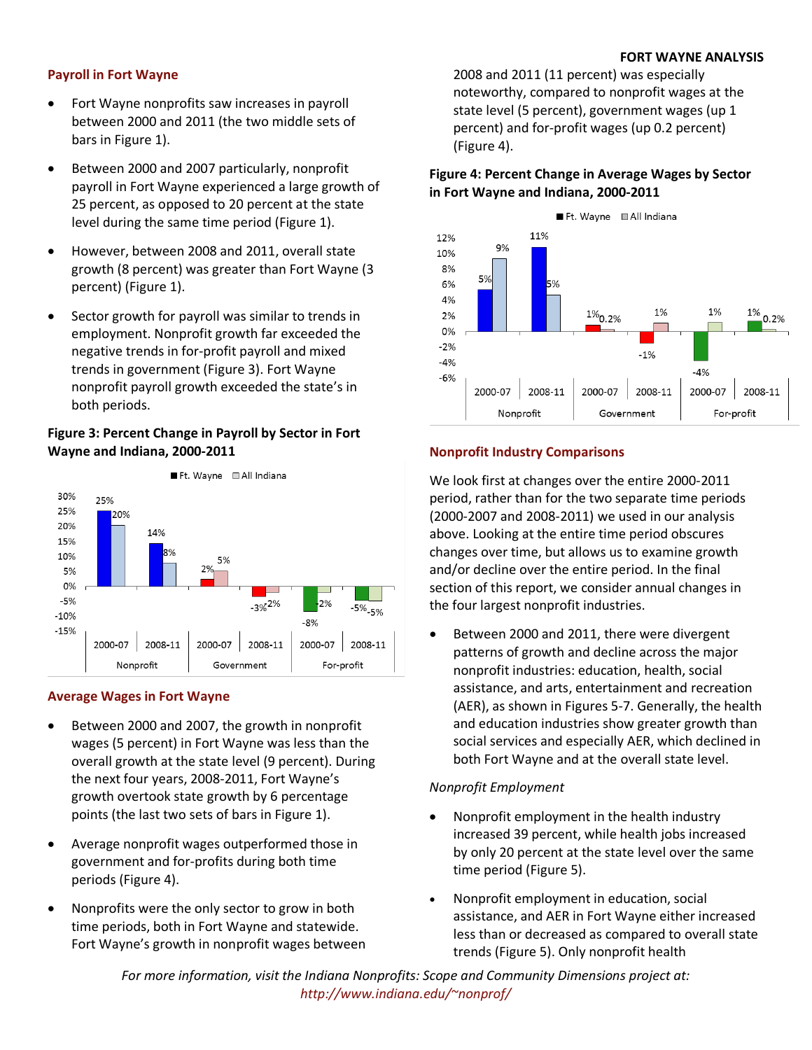## Payroll in Fort Wayne

- Fort Wayne nonprofits saw increases in payroll between 2000 and 2011 (the two middle sets of bars in Figure 1).
- Between 2000 and 2007 particularly, nonprofit payroll in Fort Wayne experienced a large growth of 25 percent, as opposed to 20 percent at the state level during the same time period (Figure 1).
- However, between 2008 and 2011, overall state growth (8 percent) was greater than Fort Wayne (3 percent) (Figure 1).
- Sector growth for payroll was similar to trends in employment. Nonprofit growth far exceeded the negative trends in for-profit payroll and mixed trends in government (Figure 3). Fort Wayne nonprofit payroll growth exceeded the state's in both periods.

**Figure 3: Percent Change in Payroll by Sector in Fort Wayne and Indiana, 2000-2011**

| Sector | Period | Ft. Wayne | All Indiana |
|---|---|---|---|
| Nonprofit | 2000-07 | 25% | 20% |
| Nonprofit | 2008-11 | 14% | 8% |
| Government | 2000-07 | 2% | 5% |
| Government | 2008-11 | -3% | -2% |
| For-profit | 2000-07 | -8% | -2% |
| For-profit | 2008-11 | -5% | -5% |

## Average Wages in Fort Wayne

- Between 2000 and 2007, the growth in nonprofit wages (5 percent) in Fort Wayne was less than the overall growth at the state level (9 percent). During the next four years, 2008-2011, Fort Wayne's growth overtook state growth by 6 percentage points (the last two sets of bars in Figure 1).
- Average nonprofit wages outperformed those in government and for-profits during both time periods (Figure 4).
- Nonprofits were the only sector to grow in both time periods, both in Fort Wayne and statewide. Fort Wayne's growth in nonprofit wages between 2008 and 2011 (11 percent) was especially noteworthy, compared to nonprofit wages at the state level (5 percent), government wages (up 1 percent) and for-profit wages (up 0.2 percent) (Figure 4).

**Figure 4: Percent Change in Average Wages by Sector in Fort Wayne and Indiana, 2000-2011**

| Sector | Period | Ft. Wayne | All Indiana |
|---|---|---|---|
| Nonprofit | 2000-07 | 5% | 9% |
| Nonprofit | 2008-11 | 11% | 5% |
| Government | 2000-07 | 1% | 0.2% |
| Government | 2008-11 | -1% | 1% |
| For-profit | 2000-07 | -4% | 1% |
| For-profit | 2008-11 | 1% | 0.2% |

## Nonprofit Industry Comparisons

We look first at changes over the entire 2000-2011 period, rather than for the two separate time periods (2000-2007 and 2008-2011) we used in our analysis above. Looking at the entire time period obscures changes over time, but allows us to examine growth and/or decline over the entire period. In the final section of this report, we consider annual changes in the four largest nonprofit industries.

- Between 2000 and 2011, there were divergent patterns of growth and decline across the major nonprofit industries: education, health, social assistance, and arts, entertainment and recreation (AER), as shown in Figures 5-7. Generally, the health and education industries show greater growth than social services and especially AER, which declined in both Fort Wayne and at the overall state level.

*Nonprofit Employment*

- Nonprofit employment in the health industry increased 39 percent, while health jobs increased by only 20 percent at the state level over the same time period (Figure 5).
- Nonprofit employment in education, social assistance, and AER in Fort Wayne either increased less than or decreased as compared to overall state trends (Figure 5). Only nonprofit health

*For more information, visit the Indiana Nonprofits: Scope and Community Dimensions project at:* *http://www.indiana.edu/~nonprof/*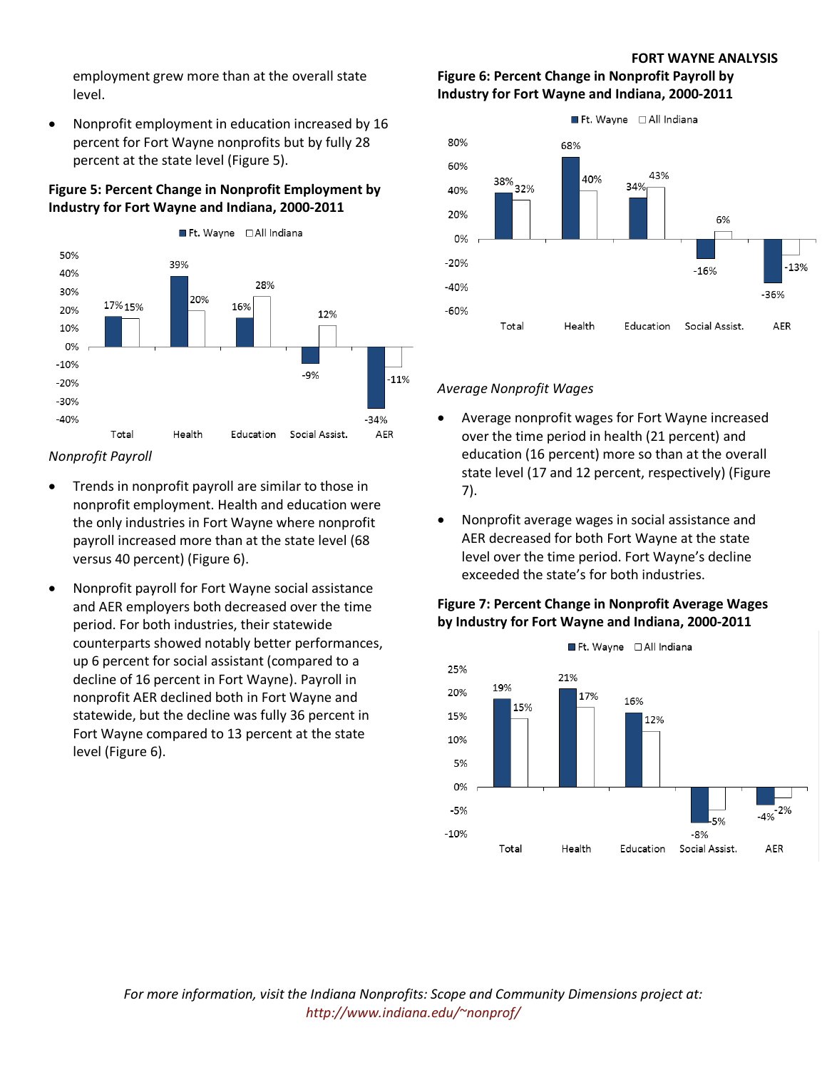employment grew more than at the overall state level.

- Nonprofit employment in education increased by 16 percent for Fort Wayne nonprofits but by fully 28 percent at the state level (Figure 5).

**Figure 5: Percent Change in Nonprofit Employment by Industry for Fort Wayne and Indiana, 2000-2011**

| | Total | Health | Education | Social Assist. | AER |
|---|---|---|---|---|---|
| Ft. Wayne | 17% | 39% | 16% | -9% | -34% |
| All Indiana | 15% | 20% | 28% | 12% | -11% |

*Nonprofit Payroll*

- Trends in nonprofit payroll are similar to those in nonprofit employment. Health and education were the only industries in Fort Wayne where nonprofit payroll increased more than at the state level (68 versus 40 percent) (Figure 6).
- Nonprofit payroll for Fort Wayne social assistance and AER employers both decreased over the time period. For both industries, their statewide counterparts showed notably better performances, up 6 percent for social assistant (compared to a decline of 16 percent in Fort Wayne). Payroll in nonprofit AER declined both in Fort Wayne and statewide, but the decline was fully 36 percent in Fort Wayne compared to 13 percent at the state level (Figure 6).

**Figure 6: Percent Change in Nonprofit Payroll by Industry for Fort Wayne and Indiana, 2000-2011**

| | Total | Health | Education | Social Assist. | AER |
|---|---|---|---|---|---|
| Ft. Wayne | 38% | 68% | 34% | -16% | -36% |
| All Indiana | 32% | 40% | 43% | 6% | -13% |

*Average Nonprofit Wages*

- Average nonprofit wages for Fort Wayne increased over the time period in health (21 percent) and education (16 percent) more so than at the overall state level (17 and 12 percent, respectively) (Figure 7).
- Nonprofit average wages in social assistance and AER decreased for both Fort Wayne at the state level over the time period. Fort Wayne's decline exceeded the state's for both industries.

**Figure 7: Percent Change in Nonprofit Average Wages by Industry for Fort Wayne and Indiana, 2000-2011**

| | Total | Health | Education | Social Assist. | AER |
|---|---|---|---|---|---|
| Ft. Wayne | 19% | 21% | 16% | -8% | -4% |
| All Indiana | 15% | 17% | 12% | -5% | -2% |

*For more information, visit the Indiana Nonprofits: Scope and Community Dimensions project at: http://www.indiana.edu/~nonprof/*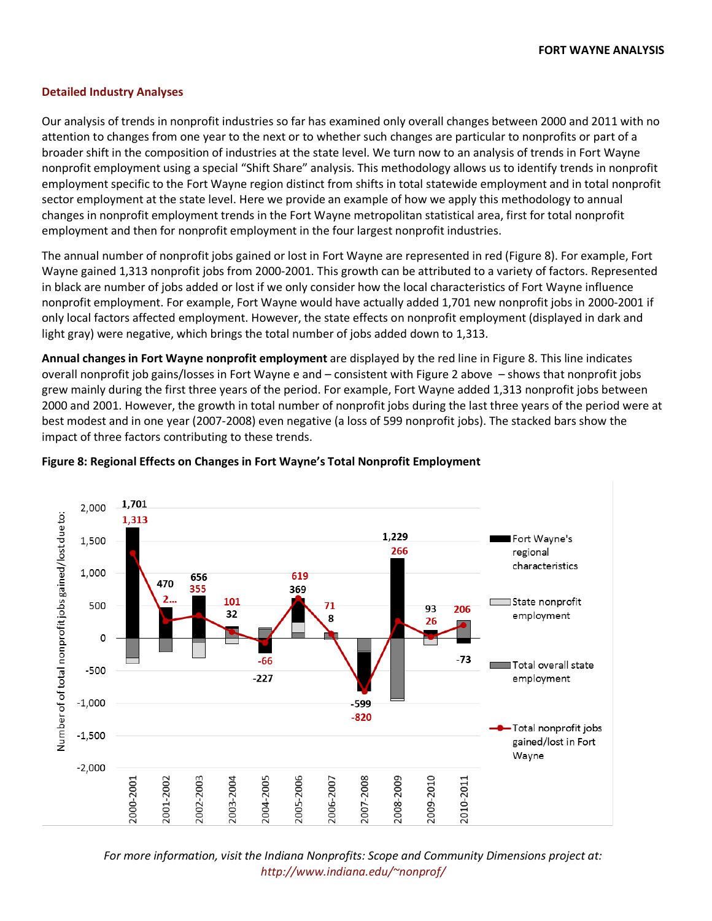## Detailed Industry Analyses

Our analysis of trends in nonprofit industries so far has examined only overall changes between 2000 and 2011 with no attention to changes from one year to the next or to whether such changes are particular to nonprofits or part of a broader shift in the composition of industries at the state level. We turn now to an analysis of trends in Fort Wayne nonprofit employment using a special “Shift Share” analysis. This methodology allows us to identify trends in nonprofit employment specific to the Fort Wayne region distinct from shifts in total statewide employment and in total nonprofit sector employment at the state level. Here we provide an example of how we apply this methodology to annual changes in nonprofit employment trends in the Fort Wayne metropolitan statistical area, first for total nonprofit employment and then for nonprofit employment in the four largest nonprofit industries.

The annual number of nonprofit jobs gained or lost in Fort Wayne are represented in red (Figure 8). For example, Fort Wayne gained 1,313 nonprofit jobs from 2000-2001. This growth can be attributed to a variety of factors. Represented in black are number of jobs added or lost if we only consider how the local characteristics of Fort Wayne influence nonprofit employment. For example, Fort Wayne would have actually added 1,701 new nonprofit jobs in 2000-2001 if only local factors affected employment. However, the state effects on nonprofit employment (displayed in dark and light gray) were negative, which brings the total number of jobs added down to 1,313.

**Annual changes in Fort Wayne nonprofit employment** are displayed by the red line in Figure 8. This line indicates overall nonprofit job gains/losses in Fort Wayne e and – consistent with Figure 2 above – shows that nonprofit jobs grew mainly during the first three years of the period. For example, Fort Wayne added 1,313 nonprofit jobs between 2000 and 2001. However, the growth in total number of nonprofit jobs during the last three years of the period were at best modest and in one year (2007-2008) even negative (a loss of 599 nonprofit jobs). The stacked bars show the impact of three factors contributing to these trends.

**Figure 8: Regional Effects on Changes in Fort Wayne’s Total Nonprofit Employment**

| Period | Fort Wayne's regional characteristics | Total nonprofit jobs gained/lost in Fort Wayne |
|---|---|---|
| 2000-2001 | 1,701 | 1,313 |
| 2001-2002 | 470 | 2... |
| 2002-2003 | 656 | 355 |
| 2003-2004 | 32 | 101 |
| 2004-2005 | -227 | -66 |
| 2005-2006 | 369 | 619 |
| 2006-2007 | 8 | 71 |
| 2007-2008 | -599 | -820 |
| 2008-2009 | 1,229 | 266 |
| 2009-2010 | 93 | 26 |
| 2010-2011 | -73 | 206 |

*For more information, visit the Indiana Nonprofits: Scope and Community Dimensions project at: http://www.indiana.edu/~nonprof/*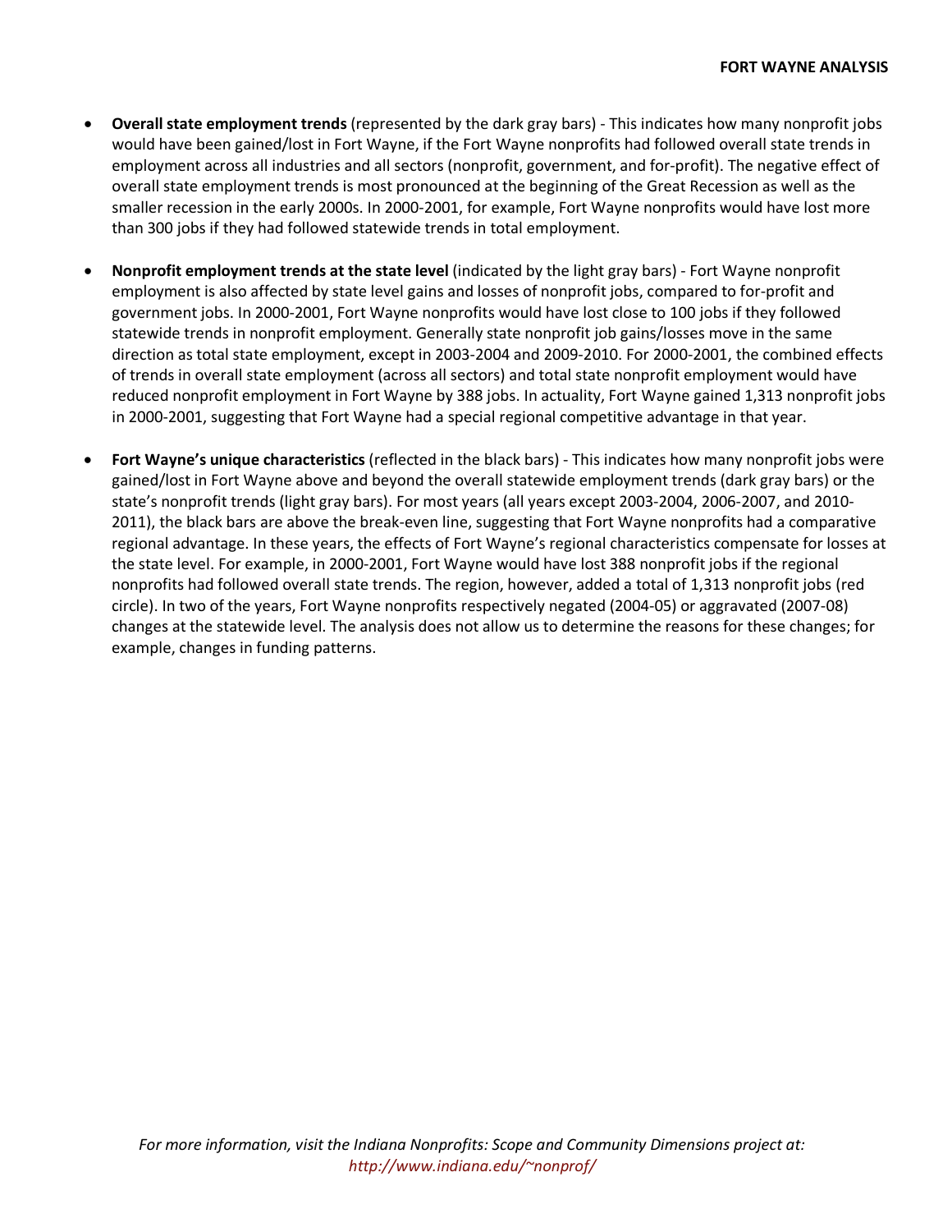- **Overall state employment trends** (represented by the dark gray bars) - This indicates how many nonprofit jobs would have been gained/lost in Fort Wayne, if the Fort Wayne nonprofits had followed overall state trends in employment across all industries and all sectors (nonprofit, government, and for-profit). The negative effect of overall state employment trends is most pronounced at the beginning of the Great Recession as well as the smaller recession in the early 2000s. In 2000-2001, for example, Fort Wayne nonprofits would have lost more than 300 jobs if they had followed statewide trends in total employment.

- **Nonprofit employment trends at the state level** (indicated by the light gray bars) - Fort Wayne nonprofit employment is also affected by state level gains and losses of nonprofit jobs, compared to for-profit and government jobs. In 2000-2001, Fort Wayne nonprofits would have lost close to 100 jobs if they followed statewide trends in nonprofit employment. Generally state nonprofit job gains/losses move in the same direction as total state employment, except in 2003-2004 and 2009-2010. For 2000-2001, the combined effects of trends in overall state employment (across all sectors) and total state nonprofit employment would have reduced nonprofit employment in Fort Wayne by 388 jobs. In actuality, Fort Wayne gained 1,313 nonprofit jobs in 2000-2001, suggesting that Fort Wayne had a special regional competitive advantage in that year.

- **Fort Wayne's unique characteristics** (reflected in the black bars) - This indicates how many nonprofit jobs were gained/lost in Fort Wayne above and beyond the overall statewide employment trends (dark gray bars) or the state's nonprofit trends (light gray bars). For most years (all years except 2003-2004, 2006-2007, and 2010-2011), the black bars are above the break-even line, suggesting that Fort Wayne nonprofits had a comparative regional advantage. In these years, the effects of Fort Wayne's regional characteristics compensate for losses at the state level. For example, in 2000-2001, Fort Wayne would have lost 388 nonprofit jobs if the regional nonprofits had followed overall state trends. The region, however, added a total of 1,313 nonprofit jobs (red circle). In two of the years, Fort Wayne nonprofits respectively negated (2004-05) or aggravated (2007-08) changes at the statewide level. The analysis does not allow us to determine the reasons for these changes; for example, changes in funding patterns.

*For more information, visit the Indiana Nonprofits: Scope and Community Dimensions project at:*
*http://www.indiana.edu/~nonprof/*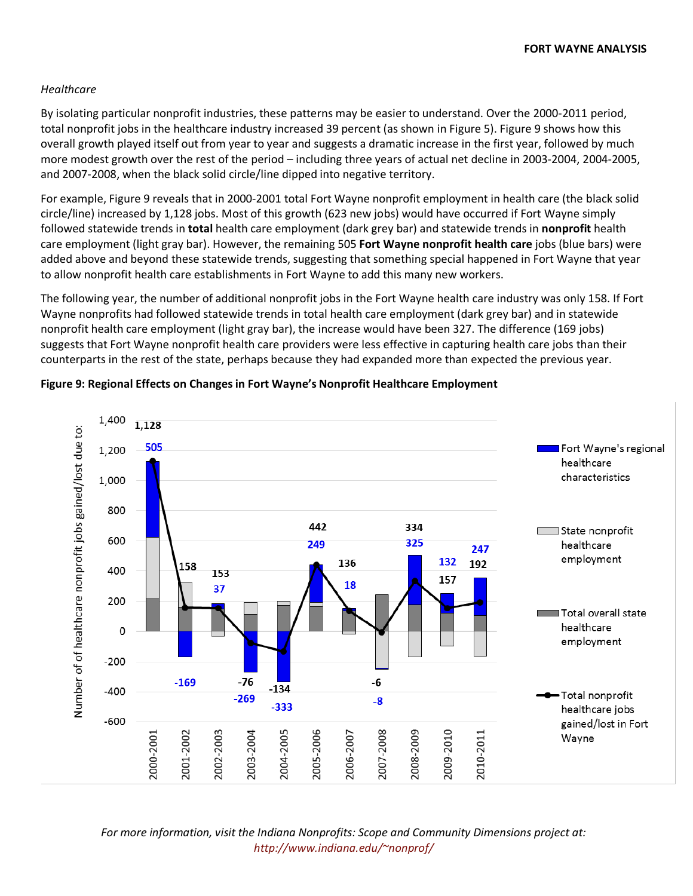*Healthcare*

By isolating particular nonprofit industries, these patterns may be easier to understand. Over the 2000-2011 period, total nonprofit jobs in the healthcare industry increased 39 percent (as shown in Figure 5). Figure 9 shows how this overall growth played itself out from year to year and suggests a dramatic increase in the first year, followed by much more modest growth over the rest of the period – including three years of actual net decline in 2003-2004, 2004-2005, and 2007-2008, when the black solid circle/line dipped into negative territory.

For example, Figure 9 reveals that in 2000-2001 total Fort Wayne nonprofit employment in health care (the black solid circle/line) increased by 1,128 jobs. Most of this growth (623 new jobs) would have occurred if Fort Wayne simply followed statewide trends in **total** health care employment (dark grey bar) and statewide trends in **nonprofit** health care employment (light gray bar). However, the remaining 505 **Fort Wayne nonprofit health care** jobs (blue bars) were added above and beyond these statewide trends, suggesting that something special happened in Fort Wayne that year to allow nonprofit health care establishments in Fort Wayne to add this many new workers.

The following year, the number of additional nonprofit jobs in the Fort Wayne health care industry was only 158. If Fort Wayne nonprofits had followed statewide trends in total health care employment (dark grey bar) and in statewide nonprofit health care employment (light gray bar), the increase would have been 327. The difference (169 jobs) suggests that Fort Wayne nonprofit health care providers were less effective in capturing health care jobs than their counterparts in the rest of the state, perhaps because they had expanded more than expected the previous year.

**Figure 9: Regional Effects on Changes in Fort Wayne's Nonprofit Healthcare Employment**

| Period | Total nonprofit healthcare jobs gained/lost in Fort Wayne | Fort Wayne's regional healthcare characteristics |
|---|---|---|
| 2000-2001 | 1,128 | 505 |
| 2001-2002 | 158 | -169 |
| 2002-2003 | 153 | 37 |
| 2003-2004 | -76 | -269 |
| 2004-2005 | -134 | -333 |
| 2005-2006 | 442 | 249 |
| 2006-2007 | 136 | 18 |
| 2007-2008 | -6 | -8 |
| 2008-2009 | 334 | 325 |
| 2009-2010 | 157 | 132 |
| 2010-2011 | 192 | 247 |

*For more information, visit the Indiana Nonprofits: Scope and Community Dimensions project at:*
*http://www.indiana.edu/~nonprof/*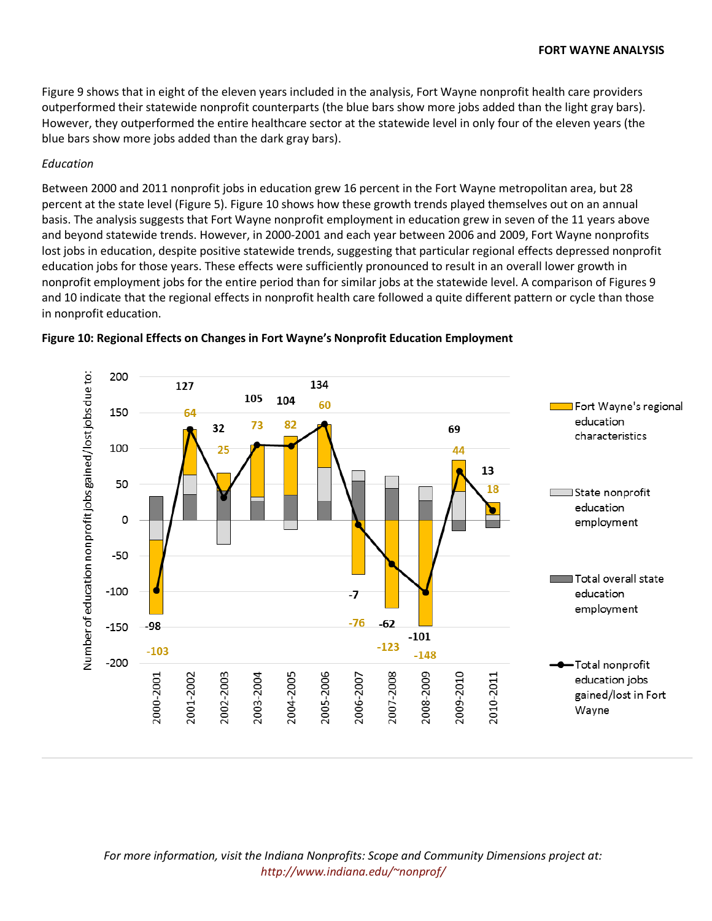Figure 9 shows that in eight of the eleven years included in the analysis, Fort Wayne nonprofit health care providers outperformed their statewide nonprofit counterparts (the blue bars show more jobs added than the light gray bars). However, they outperformed the entire healthcare sector at the statewide level in only four of the eleven years (the blue bars show more jobs added than the dark gray bars).

*Education*

Between 2000 and 2011 nonprofit jobs in education grew 16 percent in the Fort Wayne metropolitan area, but 28 percent at the state level (Figure 5). Figure 10 shows how these growth trends played themselves out on an annual basis. The analysis suggests that Fort Wayne nonprofit employment in education grew in seven of the 11 years above and beyond statewide trends. However, in 2000-2001 and each year between 2006 and 2009, Fort Wayne nonprofits lost jobs in education, despite positive statewide trends, suggesting that particular regional effects depressed nonprofit education jobs for those years. These effects were sufficiently pronounced to result in an overall lower growth in nonprofit employment jobs for the entire period than for similar jobs at the statewide level. A comparison of Figures 9 and 10 indicate that the regional effects in nonprofit health care followed a quite different pattern or cycle than those in nonprofit education.

**Figure 10: Regional Effects on Changes in Fort Wayne's Nonprofit Education Employment**

| Year | Fort Wayne's regional education characteristics | Total nonprofit education jobs gained/lost in Fort Wayne |
|---|---|---|
| 2000-2001 | -103 | -98 |
| 2001-2002 | 64 | 127 |
| 2002-2003 | 25 | 32 |
| 2003-2004 | 73 | 105 |
| 2004-2005 | 82 | 104 |
| 2005-2006 | 60 | 134 |
| 2006-2007 | -76 | -7 |
| 2007-2008 | -123 | -62 |
| 2008-2009 | -148 | -101 |
| 2009-2010 | 44 | 69 |
| 2010-2011 | 18 | 13 |

Legend: Fort Wayne's regional education characteristics; State nonprofit education employment; Total overall state education employment; Total nonprofit education jobs gained/lost in Fort Wayne

Y-axis: Number of education nonprofit jobs gained/lost jobs due to:

*For more information, visit the Indiana Nonprofits: Scope and Community Dimensions project at:*
*http://www.indiana.edu/~nonprof/*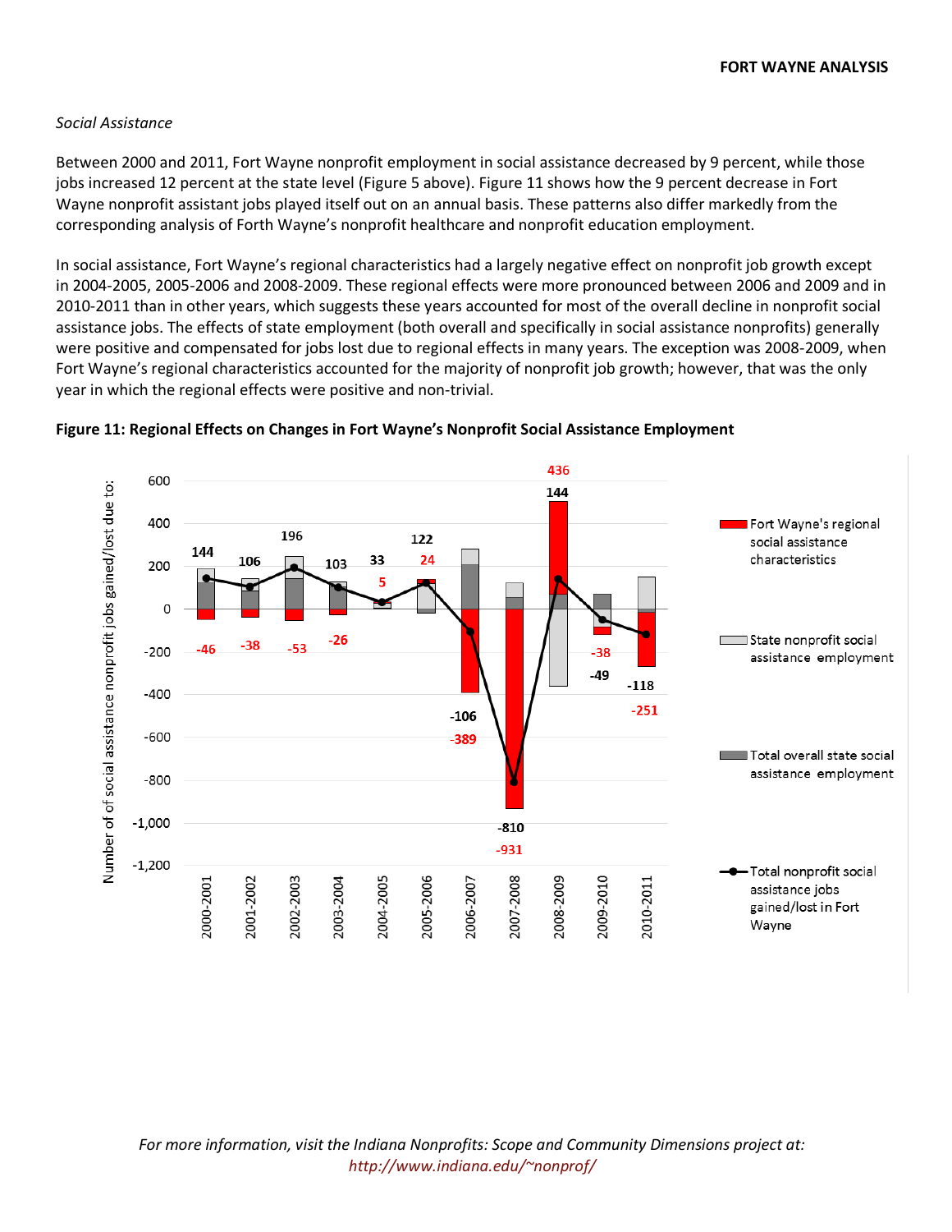*Social Assistance*

Between 2000 and 2011, Fort Wayne nonprofit employment in social assistance decreased by 9 percent, while those jobs increased 12 percent at the state level (Figure 5 above). Figure 11 shows how the 9 percent decrease in Fort Wayne nonprofit assistant jobs played itself out on an annual basis. These patterns also differ markedly from the corresponding analysis of Forth Wayne's nonprofit healthcare and nonprofit education employment.

In social assistance, Fort Wayne's regional characteristics had a largely negative effect on nonprofit job growth except in 2004-2005, 2005-2006 and 2008-2009. These regional effects were more pronounced between 2006 and 2009 and in 2010-2011 than in other years, which suggests these years accounted for most of the overall decline in nonprofit social assistance jobs. The effects of state employment (both overall and specifically in social assistance nonprofits) generally were positive and compensated for jobs lost due to regional effects in many years. The exception was 2008-2009, when Fort Wayne's regional characteristics accounted for the majority of nonprofit job growth; however, that was the only year in which the regional effects were positive and non-trivial.

**Figure 11: Regional Effects on Changes in Fort Wayne's Nonprofit Social Assistance Employment**

| Period | Total nonprofit social assistance jobs gained/lost in Fort Wayne | Fort Wayne's regional social assistance characteristics |
| --- | --- | --- |
| 2000-2001 | 144 | -46 |
| 2001-2002 | 106 | -38 |
| 2002-2003 | 196 | -53 |
| 2003-2004 | 103 | -26 |
| 2004-2005 | 33 | 5 |
| 2005-2006 | 122 | 24 |
| 2006-2007 | -106 | -389 |
| 2007-2008 | -810 | -931 |
| 2008-2009 | 144 | 436 |
| 2009-2010 | -49 | -38 |
| 2010-2011 | -118 | -251 |

*For more information, visit the Indiana Nonprofits: Scope and Community Dimensions project at:* *http://www.indiana.edu/~nonprof/*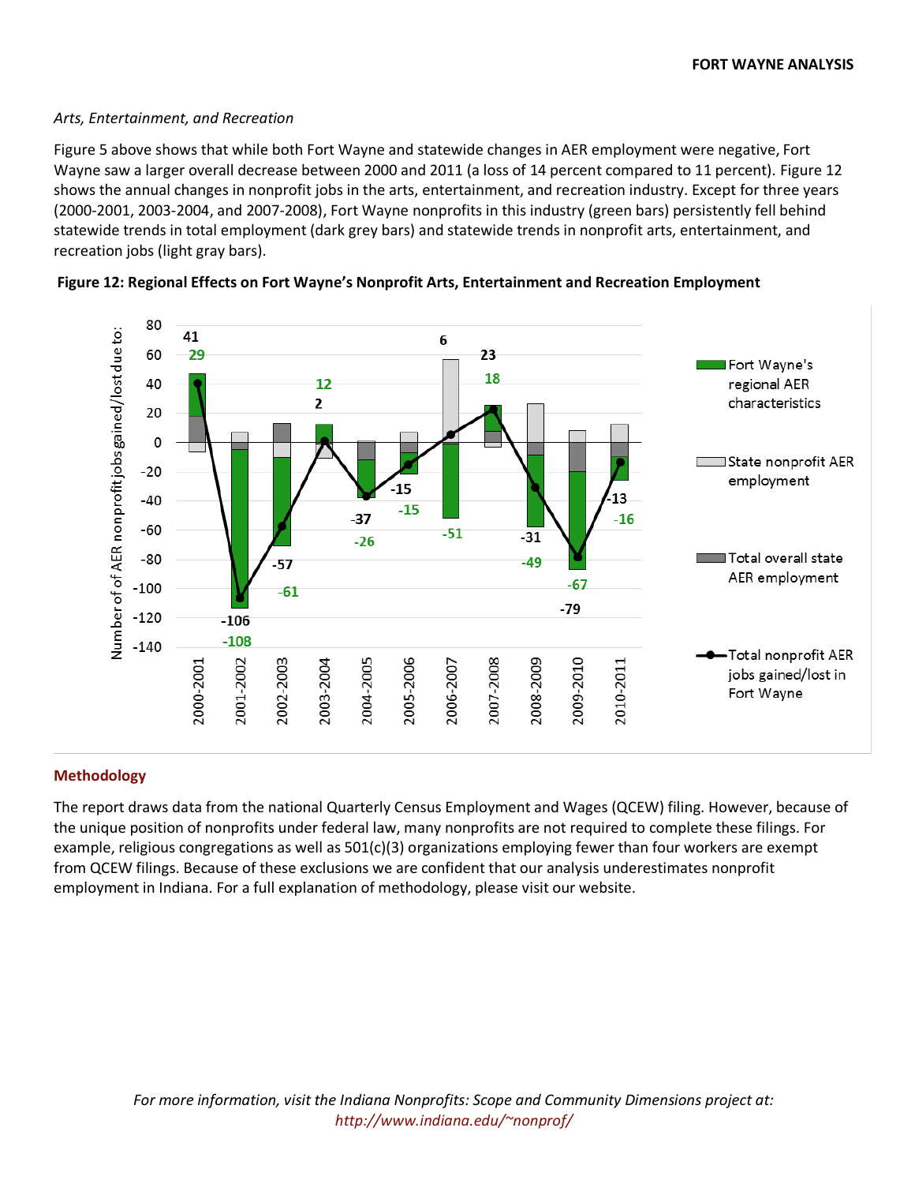### *Arts, Entertainment, and Recreation*

Figure 5 above shows that while both Fort Wayne and statewide changes in AER employment were negative, Fort Wayne saw a larger overall decrease between 2000 and 2011 (a loss of 14 percent compared to 11 percent). Figure 12 shows the annual changes in nonprofit jobs in the arts, entertainment, and recreation industry. Except for three years (2000-2001, 2003-2004, and 2007-2008), Fort Wayne nonprofits in this industry (green bars) persistently fell behind statewide trends in total employment (dark grey bars) and statewide trends in nonprofit arts, entertainment, and recreation jobs (light gray bars).

**Figure 12: Regional Effects on Fort Wayne's Nonprofit Arts, Entertainment and Recreation Employment**

Number of of AER nonprofit jobs gained/lost due to:

80
60
40
20
0
-20
-40
-60
-80
-100
-120
-140

2000-2001: 41, 29
2001-2002: -106, -108
2002-2003: -57, -61
2003-2004: 2, 12
2004-2005: -37, -26
2005-2006: -15, -15
2006-2007: 6, -51
2007-2008: 23, 18
2008-2009: -31, -49
2009-2010: -79, -67
2010-2011: -13, -16

Fort Wayne's regional AER characteristics
State nonprofit AER employment
Total overall state AER employment
Total nonprofit AER jobs gained/lost in Fort Wayne

## Methodology

The report draws data from the national Quarterly Census Employment and Wages (QCEW) filing. However, because of the unique position of nonprofits under federal law, many nonprofits are not required to complete these filings. For example, religious congregations as well as 501(c)(3) organizations employing fewer than four workers are exempt from QCEW filings. Because of these exclusions we are confident that our analysis underestimates nonprofit employment in Indiana. For a full explanation of methodology, please visit our website.

*For more information, visit the Indiana Nonprofits: Scope and Community Dimensions project at:*
*http://www.indiana.edu/~nonprof/*